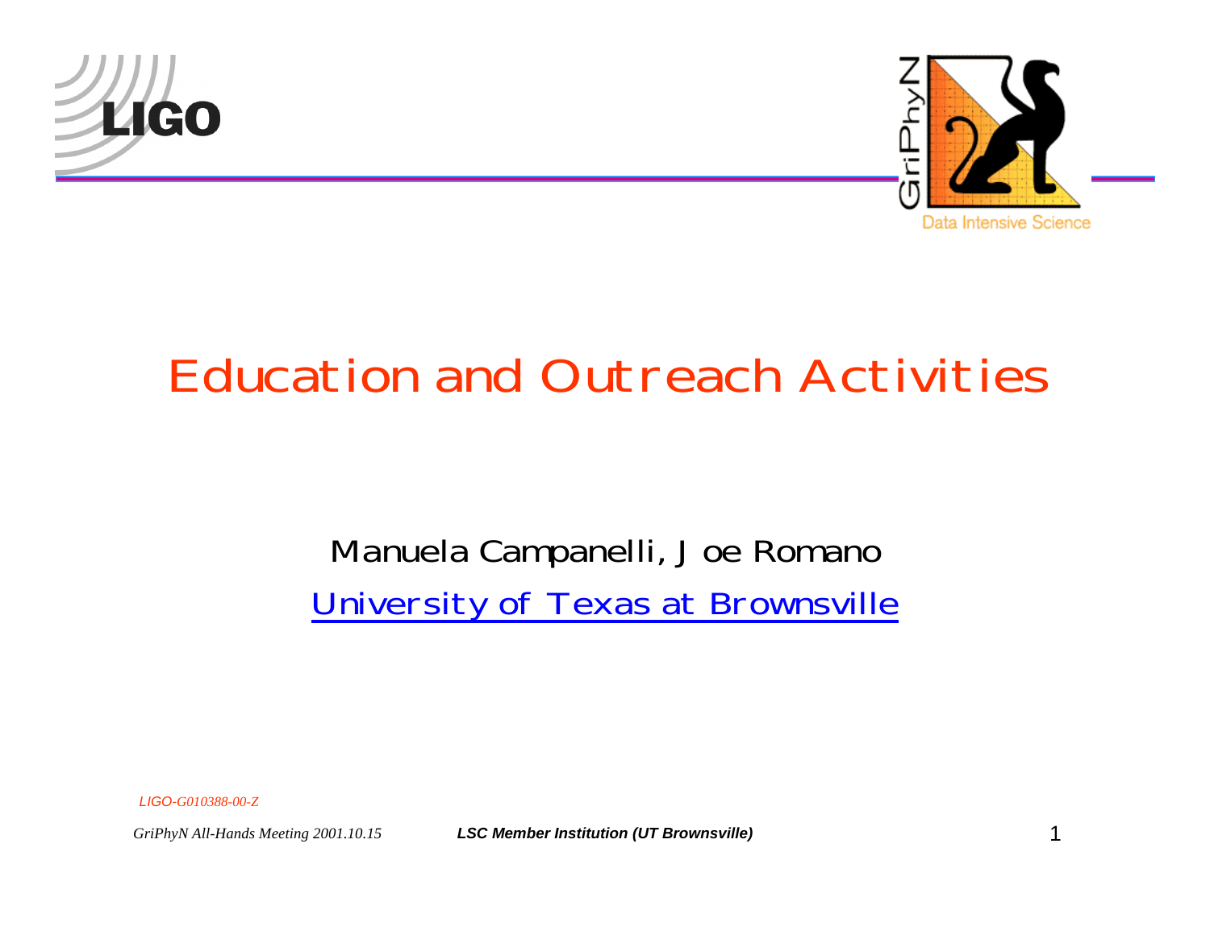# Education and Outreach Activities

Manuela Campanelli, Joe Romano

University of Texas at Brownsville

LIGO-G010388-00-Z

GriPhyN All-Hands Meeting 2001.10.15

**LSC Member Institution (UT Brownsville)**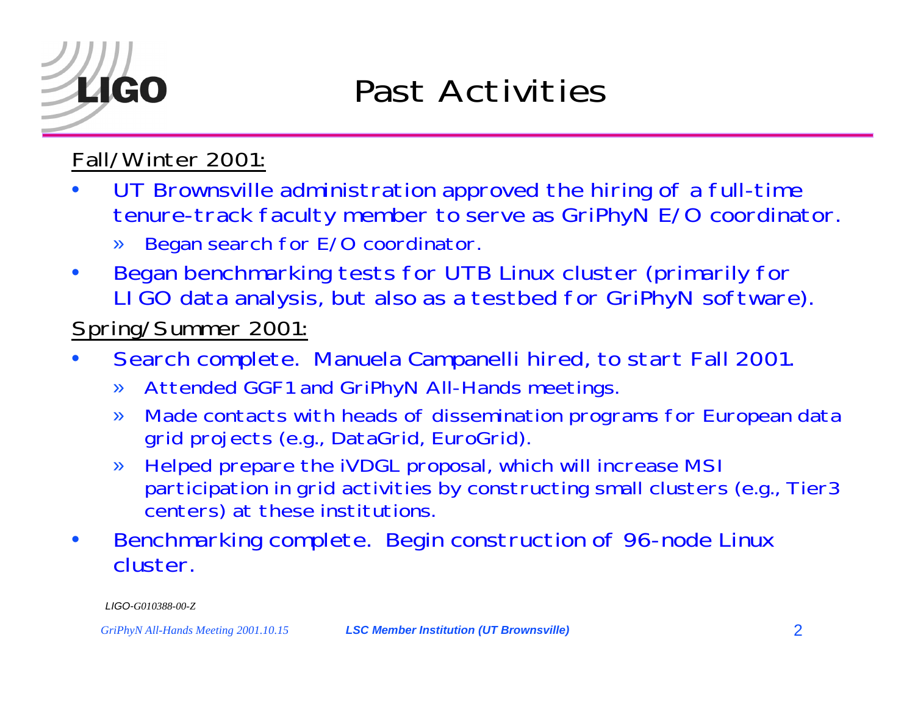# Past Activities

<u>Fall/Winter 2001:</u>

- UT Brownsville administration approved the hiring of a full-time tenure-track faculty member to serve as GriPhyN E/O coordinator.
  - » Began search for E/O coordinator.
- Began benchmarking tests for UTB Linux cluster (primarily for LIGO data analysis, but also as a testbed for GriPhyN software).

<u>Spring/Summer 2001:</u>

- Search complete. Manuela Campanelli hired, to start Fall 2001.
  - » Attended GGF1 and GriPhyN All-Hands meetings.
  - » Made contacts with heads of dissemination programs for European data grid projects (e.g., DataGrid, EuroGrid).
  - » Helped prepare the iVDGL proposal, which will increase MSI participation in grid activities by constructing small clusters (e.g., Tier3 centers) at these institutions.
- Benchmarking complete. Begin construction of 96-node Linux cluster.

*LIGO-G010388-00-Z*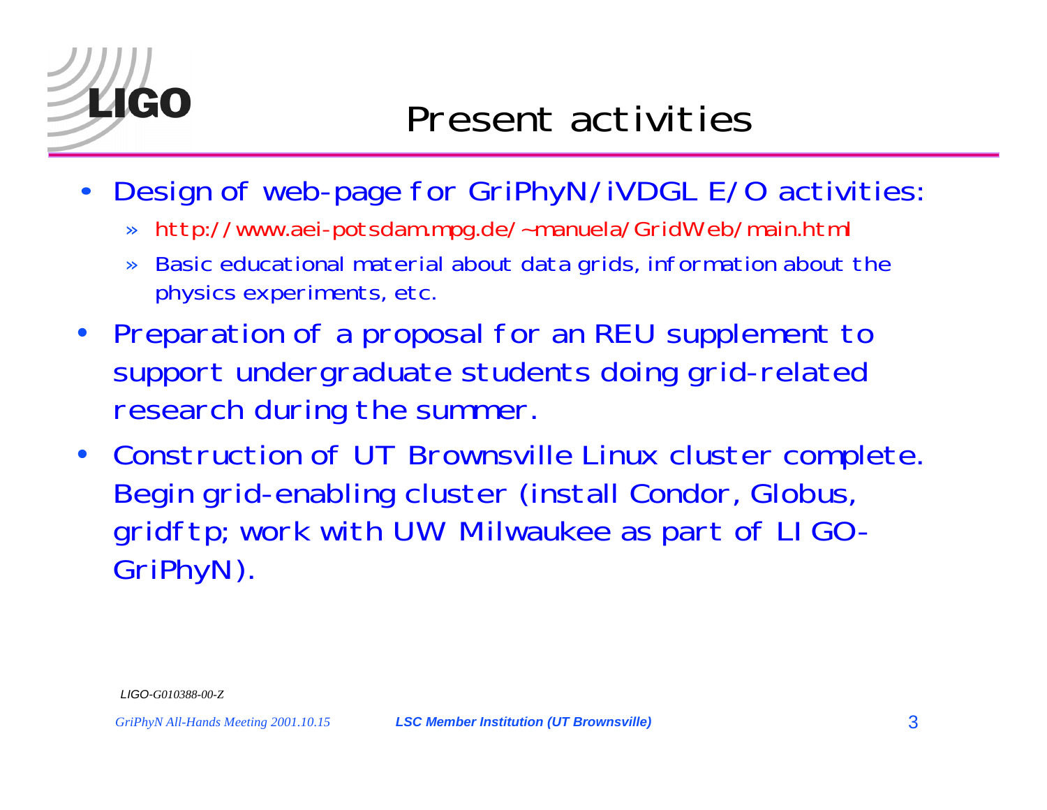# Present activities

- Design of web-page for GriPhyN/iVDGL E/O activities:
  - http://www.aei-potsdam.mpg.de/~manuela/GridWeb/main.html
  - Basic educational material about data grids, information about the physics experiments, etc.
- Preparation of a proposal for an REU supplement to support undergraduate students doing grid-related research during the summer.
- Construction of UT Brownsville Linux cluster complete. Begin grid-enabling cluster (install Condor, Globus, gridftp; work with UW Milwaukee as part of LIGO-GriPhyN).

LIGO-G010388-00-Z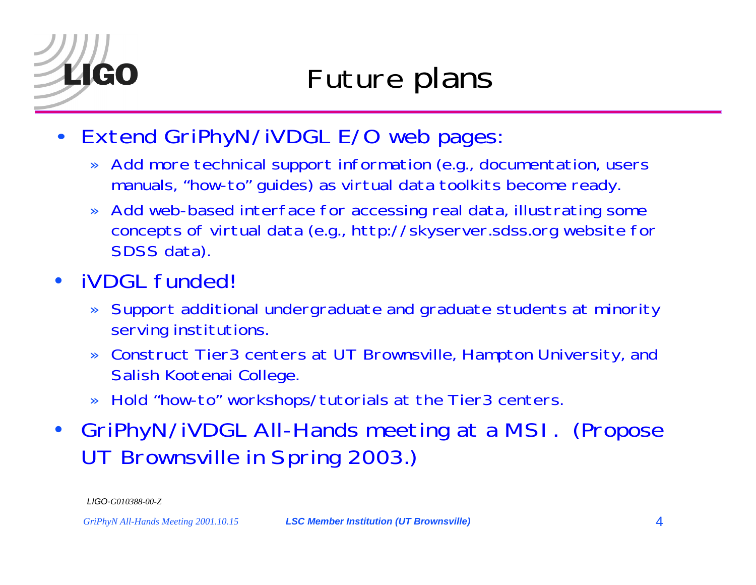# Future plans

- Extend GriPhyN/iVDGL E/O web pages:
  - Add more technical support information (e.g., documentation, users manuals, "how-to" guides) as virtual data toolkits become ready.
  - Add web-based interface for accessing real data, illustrating some concepts of virtual data (e.g., http://skyserver.sdss.org website for SDSS data).
- iVDGL funded!
  - Support additional undergraduate and graduate students at minority serving institutions.
  - Construct Tier3 centers at UT Brownsville, Hampton University, and Salish Kootenai College.
  - Hold "how-to" workshops/tutorials at the Tier3 centers.
- GriPhyN/iVDGL All-Hands meeting at a MSI. (Propose UT Brownsville in Spring 2003.)

LIGO-G010388-00-Z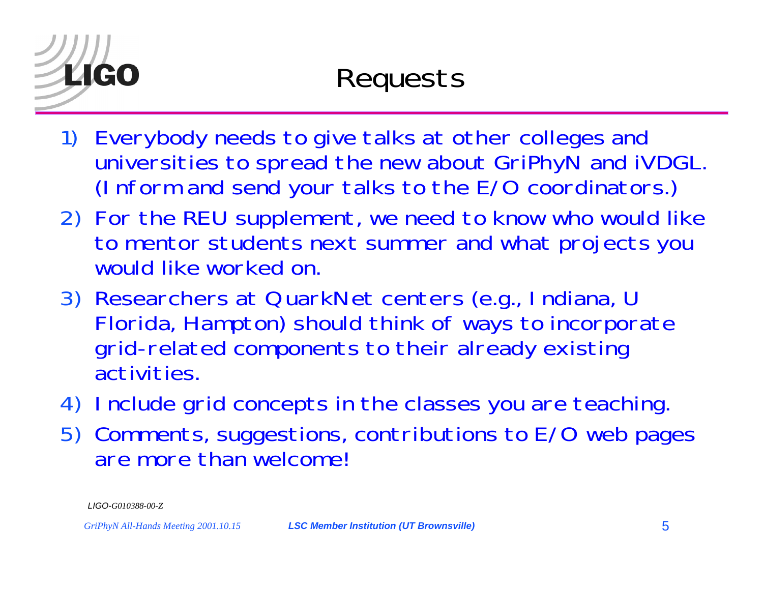# Requests

1) Everybody needs to give talks at other colleges and universities to spread the new about GriPhyN and iVDGL. (Inform and send your talks to the E/O coordinators.)
2) For the REU supplement, we need to know who would like to mentor students next summer and what projects you would like worked on.
3) Researchers at QuarkNet centers (e.g., Indiana, U Florida, Hampton) should think of ways to incorporate grid-related components to their already existing activities.
4) Include grid concepts in the classes you are teaching.
5) Comments, suggestions, contributions to E/O web pages are more than welcome!